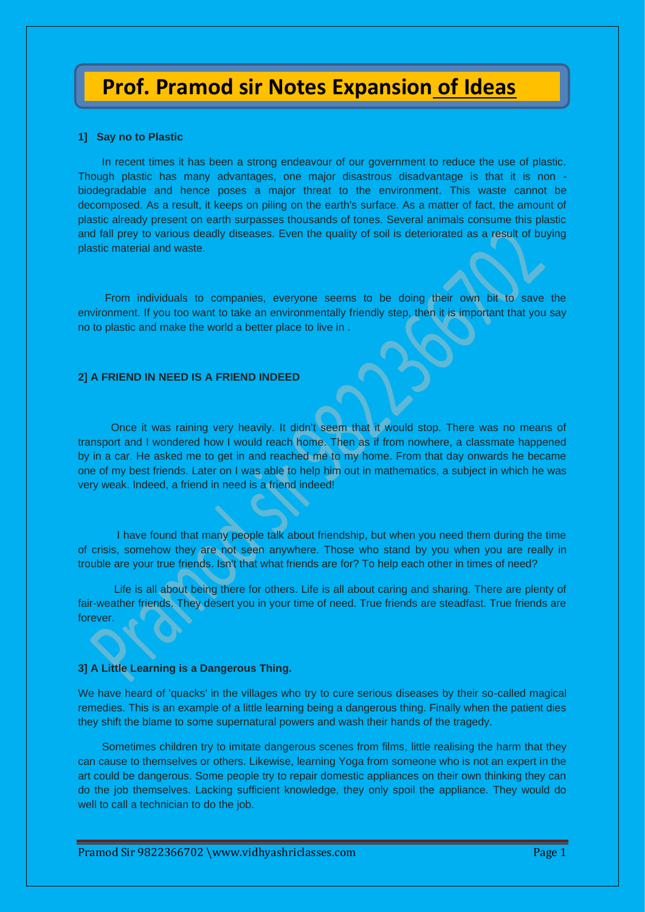# Prof. Pramod sir Notes Expansion of Ideas

### 1] Say no to Plastic

In recent times it has been a strong endeavour of our government to reduce the use of plastic. Though plastic has many advantages, one major disastrous disadvantage is that it is non - biodegradable and hence poses a major threat to the environment. This waste cannot be decomposed. As a result, it keeps on piling on the earth's surface. As a matter of fact, the amount of plastic already present on earth surpasses thousands of tones. Several animals consume this plastic and fall prey to various deadly diseases. Even the quality of soil is deteriorated as a result of buying plastic material and waste.

From individuals to companies, everyone seems to be doing their own bit to save the environment. If you too want to take an environmentally friendly step, then it is important that you say no to plastic and make the world a better place to live in .

### 2] A FRIEND IN NEED IS A FRIEND INDEED

Once it was raining very heavily. It didn't seem that it would stop. There was no means of transport and I wondered how I would reach home. Then as if from nowhere, a classmate happened by in a car. He asked me to get in and reached me to my home. From that day onwards he became one of my best friends. Later on I was able to help him out in mathematics, a subject in which he was very weak. Indeed, a friend in need is a friend indeed!

I have found that many people talk about friendship, but when you need them during the time of crisis, somehow they are not seen anywhere. Those who stand by you when you are really in trouble are your true friends. Isn't that what friends are for? To help each other in times of need?

Life is all about being there for others. Life is all about caring and sharing. There are plenty of fair-weather friends. They desert you in your time of need. True friends are steadfast. True friends are forever.

### 3] A Little Learning is a Dangerous Thing.

We have heard of 'quacks' in the villages who try to cure serious diseases by their so-called magical remedies. This is an example of a little learning being a dangerous thing. Finally when the patient dies they shift the blame to some supernatural powers and wash their hands of the tragedy.

Sometimes children try to imitate dangerous scenes from films, little realising the harm that they can cause to themselves or others. Likewise, learning Yoga from someone who is not an expert in the art could be dangerous. Some people try to repair domestic appliances on their own thinking they can do the job themselves. Lacking sufficient knowledge, they only spoil the appliance. They would do well to call a technician to do the job.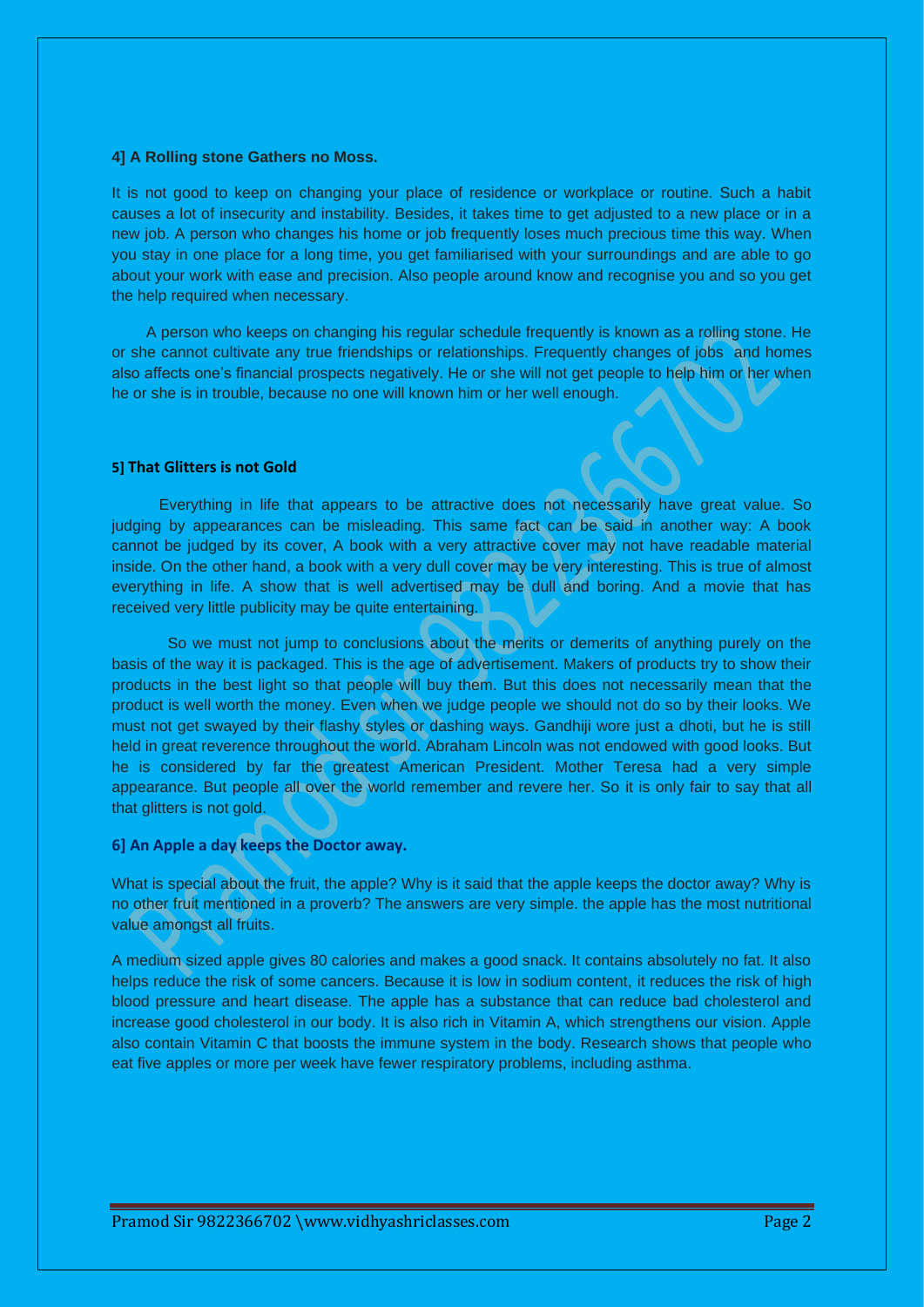**4] A Rolling stone Gathers no Moss.**

It is not good to keep on changing your place of residence or workplace or routine. Such a habit causes a lot of insecurity and instability. Besides, it takes time to get adjusted to a new place or in a new job. A person who changes his home or job frequently loses much precious time this way. When you stay in one place for a long time, you get familiarised with your surroundings and are able to go about your work with ease and precision. Also people around know and recognise you and so you get the help required when necessary.

A person who keeps on changing his regular schedule frequently is known as a rolling stone. He or she cannot cultivate any true friendships or relationships. Frequently changes of jobs and homes also affects one's financial prospects negatively. He or she will not get people to help him or her when he or she is in trouble, because no one will known him or her well enough.

**5] That Glitters is not Gold**

Everything in life that appears to be attractive does not necessarily have great value. So judging by appearances can be misleading. This same fact can be said in another way: A book cannot be judged by its cover, A book with a very attractive cover may not have readable material inside. On the other hand, a book with a very dull cover may be very interesting. This is true of almost everything in life. A show that is well advertised may be dull and boring. And a movie that has received very little publicity may be quite entertaining.

So we must not jump to conclusions about the merits or demerits of anything purely on the basis of the way it is packaged. This is the age of advertisement. Makers of products try to show their products in the best light so that people will buy them. But this does not necessarily mean that the product is well worth the money. Even when we judge people we should not do so by their looks. We must not get swayed by their flashy styles or dashing ways. Gandhiji wore just a dhoti, but he is still held in great reverence throughout the world. Abraham Lincoln was not endowed with good looks. But he is considered by far the greatest American President. Mother Teresa had a very simple appearance. But people all over the world remember and revere her. So it is only fair to say that all that glitters is not gold.

**6] An Apple a day keeps the Doctor away.**

What is special about the fruit, the apple? Why is it said that the apple keeps the doctor away? Why is no other fruit mentioned in a proverb? The answers are very simple. the apple has the most nutritional value amongst all fruits.

A medium sized apple gives 80 calories and makes a good snack. It contains absolutely no fat. It also helps reduce the risk of some cancers. Because it is low in sodium content, it reduces the risk of high blood pressure and heart disease. The apple has a substance that can reduce bad cholesterol and increase good cholesterol in our body. It is also rich in Vitamin A, which strengthens our vision. Apple also contain Vitamin C that boosts the immune system in the body. Research shows that people who eat five apples or more per week have fewer respiratory problems, including asthma.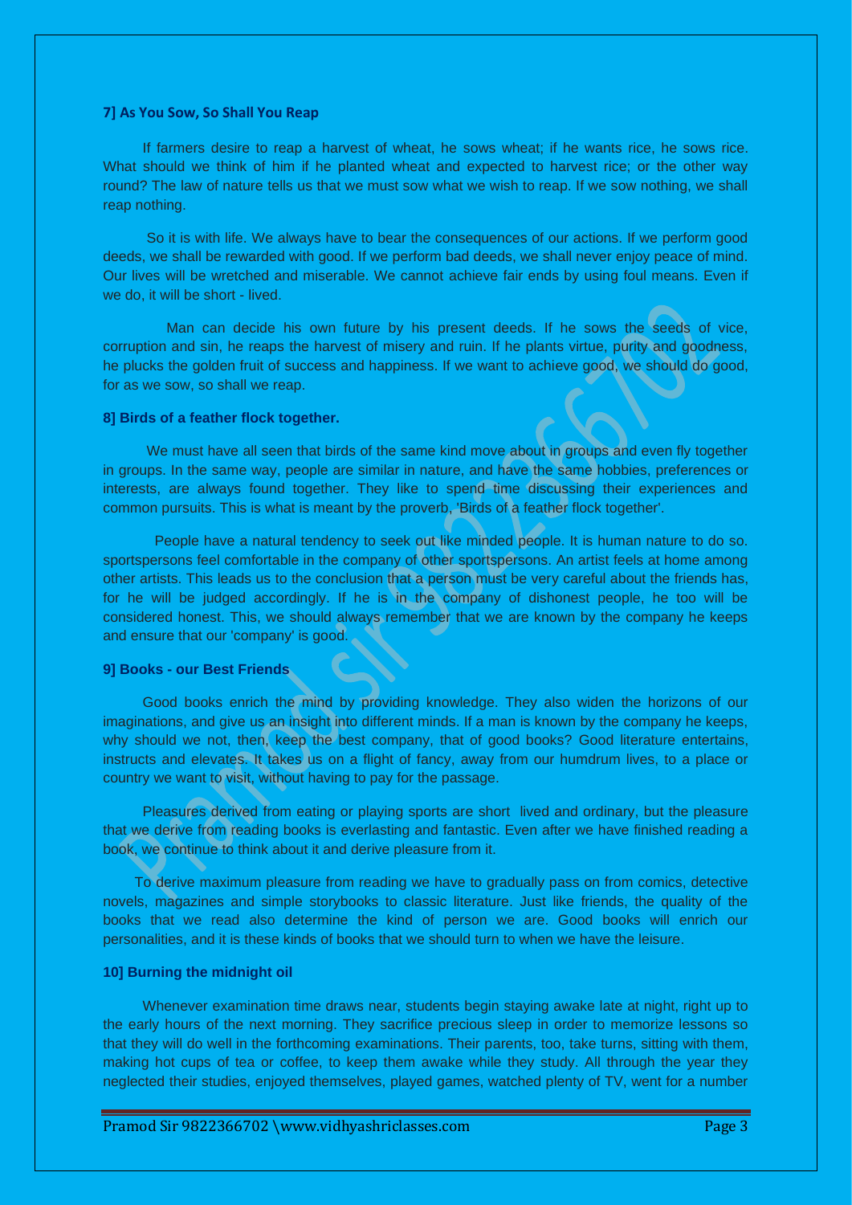### 7] As You Sow, So Shall You Reap

If farmers desire to reap a harvest of wheat, he sows wheat; if he wants rice, he sows rice. What should we think of him if he planted wheat and expected to harvest rice; or the other way round? The law of nature tells us that we must sow what we wish to reap. If we sow nothing, we shall reap nothing.

So it is with life. We always have to bear the consequences of our actions. If we perform good deeds, we shall be rewarded with good. If we perform bad deeds, we shall never enjoy peace of mind. Our lives will be wretched and miserable. We cannot achieve fair ends by using foul means. Even if we do, it will be short - lived.

Man can decide his own future by his present deeds. If he sows the seeds of vice, corruption and sin, he reaps the harvest of misery and ruin. If he plants virtue, purity and goodness, he plucks the golden fruit of success and happiness. If we want to achieve good, we should do good, for as we sow, so shall we reap.

### 8] Birds of a feather flock together.

We must have all seen that birds of the same kind move about in groups and even fly together in groups. In the same way, people are similar in nature, and have the same hobbies, preferences or interests, are always found together. They like to spend time discussing their experiences and common pursuits. This is what is meant by the proverb, 'Birds of a feather flock together'.

People have a natural tendency to seek out like minded people. It is human nature to do so. sportspersons feel comfortable in the company of other sportspersons. An artist feels at home among other artists. This leads us to the conclusion that a person must be very careful about the friends has, for he will be judged accordingly. If he is in the company of dishonest people, he too will be considered honest. This, we should always remember that we are known by the company he keeps and ensure that our 'company' is good.

### 9] Books - our Best Friends

Good books enrich the mind by providing knowledge. They also widen the horizons of our imaginations, and give us an insight into different minds. If a man is known by the company he keeps, why should we not, then, keep the best company, that of good books? Good literature entertains, instructs and elevates. It takes us on a flight of fancy, away from our humdrum lives, to a place or country we want to visit, without having to pay for the passage.

Pleasures derived from eating or playing sports are short lived and ordinary, but the pleasure that we derive from reading books is everlasting and fantastic. Even after we have finished reading a book, we continue to think about it and derive pleasure from it.

To derive maximum pleasure from reading we have to gradually pass on from comics, detective novels, magazines and simple storybooks to classic literature. Just like friends, the quality of the books that we read also determine the kind of person we are. Good books will enrich our personalities, and it is these kinds of books that we should turn to when we have the leisure.

### 10] Burning the midnight oil

Whenever examination time draws near, students begin staying awake late at night, right up to the early hours of the next morning. They sacrifice precious sleep in order to memorize lessons so that they will do well in the forthcoming examinations. Their parents, too, take turns, sitting with them, making hot cups of tea or coffee, to keep them awake while they study. All through the year they neglected their studies, enjoyed themselves, played games, watched plenty of TV, went for a number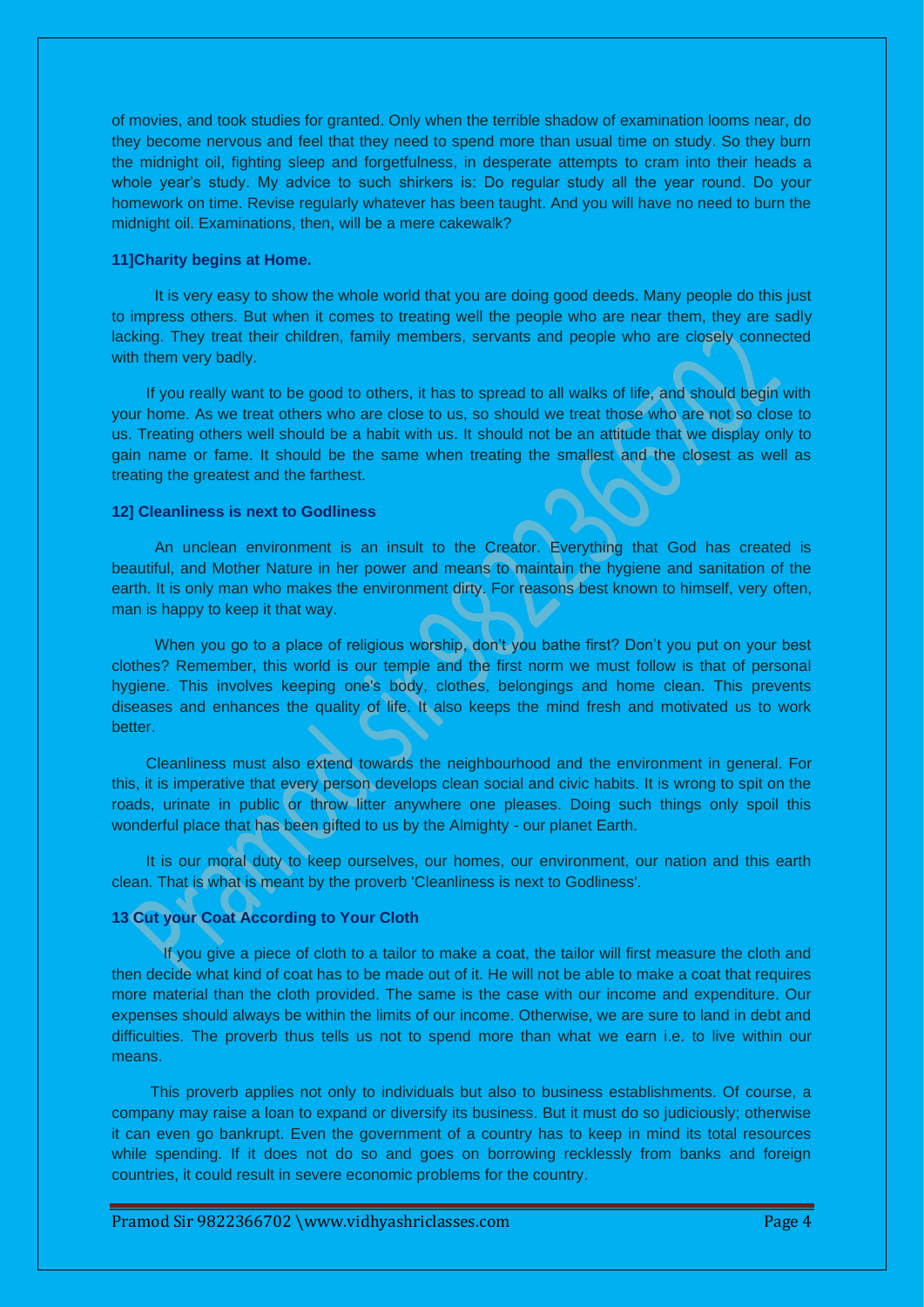of movies, and took studies for granted. Only when the terrible shadow of examination looms near, do they become nervous and feel that they need to spend more than usual time on study. So they burn the midnight oil, fighting sleep and forgetfulness, in desperate attempts to cram into their heads a whole year's study. My advice to such shirkers is: Do regular study all the year round. Do your homework on time. Revise regularly whatever has been taught. And you will have no need to burn the midnight oil. Examinations, then, will be a mere cakewalk?

### 11]Charity begins at Home.

It is very easy to show the whole world that you are doing good deeds. Many people do this just to impress others. But when it comes to treating well the people who are near them, they are sadly lacking. They treat their children, family members, servants and people who are closely connected with them very badly.

If you really want to be good to others, it has to spread to all walks of life, and should begin with your home. As we treat others who are close to us, so should we treat those who are not so close to us. Treating others well should be a habit with us. It should not be an attitude that we display only to gain name or fame. It should be the same when treating the smallest and the closest as well as treating the greatest and the farthest.

### 12] Cleanliness is next to Godliness

An unclean environment is an insult to the Creator. Everything that God has created is beautiful, and Mother Nature in her power and means to maintain the hygiene and sanitation of the earth. It is only man who makes the environment dirty. For reasons best known to himself, very often, man is happy to keep it that way.

When you go to a place of religious worship, don't you bathe first? Don't you put on your best clothes? Remember, this world is our temple and the first norm we must follow is that of personal hygiene. This involves keeping one's body, clothes, belongings and home clean. This prevents diseases and enhances the quality of life. It also keeps the mind fresh and motivated us to work better.

Cleanliness must also extend towards the neighbourhood and the environment in general. For this, it is imperative that every person develops clean social and civic habits. It is wrong to spit on the roads, urinate in public or throw litter anywhere one pleases. Doing such things only spoil this wonderful place that has been gifted to us by the Almighty - our planet Earth.

It is our moral duty to keep ourselves, our homes, our environment, our nation and this earth clean. That is what is meant by the proverb 'Cleanliness is next to Godliness'.

### 13 Cut your Coat According to Your Cloth

If you give a piece of cloth to a tailor to make a coat, the tailor will first measure the cloth and then decide what kind of coat has to be made out of it. He will not be able to make a coat that requires more material than the cloth provided. The same is the case with our income and expenditure. Our expenses should always be within the limits of our income. Otherwise, we are sure to land in debt and difficulties. The proverb thus tells us not to spend more than what we earn i.e. to live within our means.

This proverb applies not only to individuals but also to business establishments. Of course, a company may raise a loan to expand or diversify its business. But it must do so judiciously; otherwise it can even go bankrupt. Even the government of a country has to keep in mind its total resources while spending. If it does not do so and goes on borrowing recklessly from banks and foreign countries, it could result in severe economic problems for the country.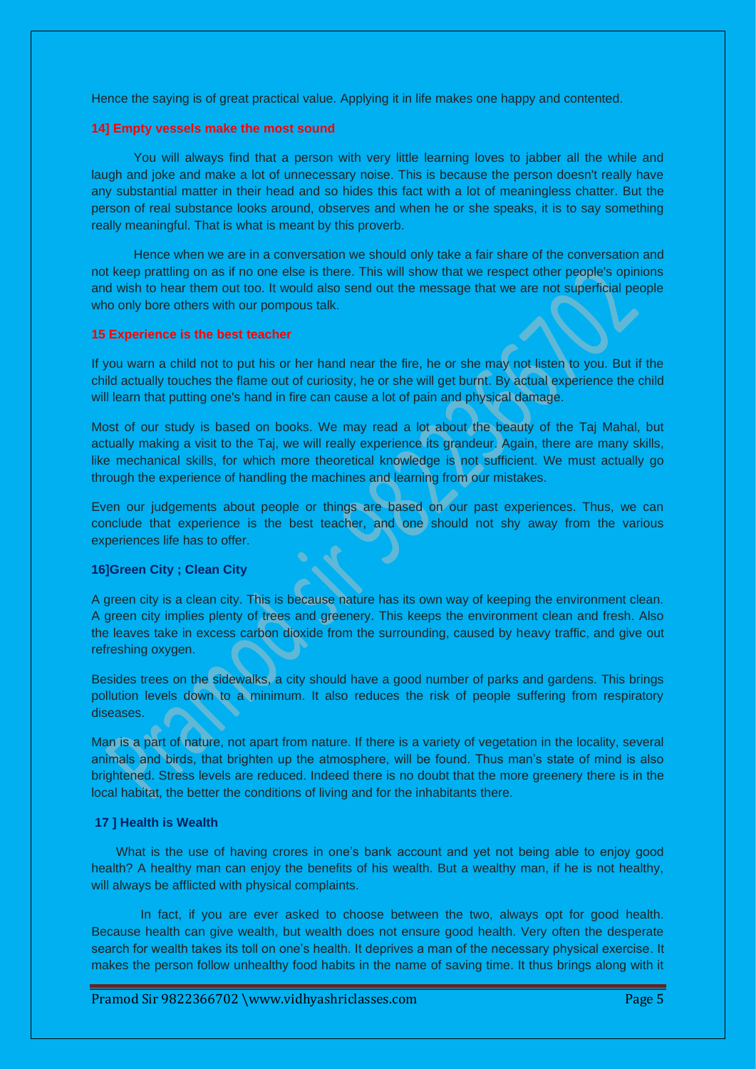Hence the saying is of great practical value. Applying it in life makes one happy and contented.

### 14] Empty vessels make the most sound

You will always find that a person with very little learning loves to jabber all the while and laugh and joke and make a lot of unnecessary noise. This is because the person doesn't really have any substantial matter in their head and so hides this fact with a lot of meaningless chatter. But the person of real substance looks around, observes and when he or she speaks, it is to say something really meaningful. That is what is meant by this proverb.

Hence when we are in a conversation we should only take a fair share of the conversation and not keep prattling on as if no one else is there. This will show that we respect other people's opinions and wish to hear them out too. It would also send out the message that we are not superficial people who only bore others with our pompous talk.

### 15 Experience is the best teacher

If you warn a child not to put his or her hand near the fire, he or she may not listen to you. But if the child actually touches the flame out of curiosity, he or she will get burnt. By actual experience the child will learn that putting one's hand in fire can cause a lot of pain and physical damage.

Most of our study is based on books. We may read a lot about the beauty of the Taj Mahal, but actually making a visit to the Taj, we will really experience its grandeur. Again, there are many skills, like mechanical skills, for which more theoretical knowledge is not sufficient. We must actually go through the experience of handling the machines and learning from our mistakes.

Even our judgements about people or things are based on our past experiences. Thus, we can conclude that experience is the best teacher, and one should not shy away from the various experiences life has to offer.

### 16]Green City ; Clean City

A green city is a clean city. This is because nature has its own way of keeping the environment clean. A green city implies plenty of trees and greenery. This keeps the environment clean and fresh. Also the leaves take in excess carbon dioxide from the surrounding, caused by heavy traffic, and give out refreshing oxygen.

Besides trees on the sidewalks, a city should have a good number of parks and gardens. This brings pollution levels down to a minimum. It also reduces the risk of people suffering from respiratory diseases.

Man is a part of nature, not apart from nature. If there is a variety of vegetation in the locality, several animals and birds, that brighten up the atmosphere, will be found. Thus man's state of mind is also brightened. Stress levels are reduced. Indeed there is no doubt that the more greenery there is in the local habitat, the better the conditions of living and for the inhabitants there.

### 17 ] Health is Wealth

What is the use of having crores in one's bank account and yet not being able to enjoy good health? A healthy man can enjoy the benefits of his wealth. But a wealthy man, if he is not healthy, will always be afflicted with physical complaints.

In fact, if you are ever asked to choose between the two, always opt for good health. Because health can give wealth, but wealth does not ensure good health. Very often the desperate search for wealth takes its toll on one's health. It deprives a man of the necessary physical exercise. It makes the person follow unhealthy food habits in the name of saving time. It thus brings along with it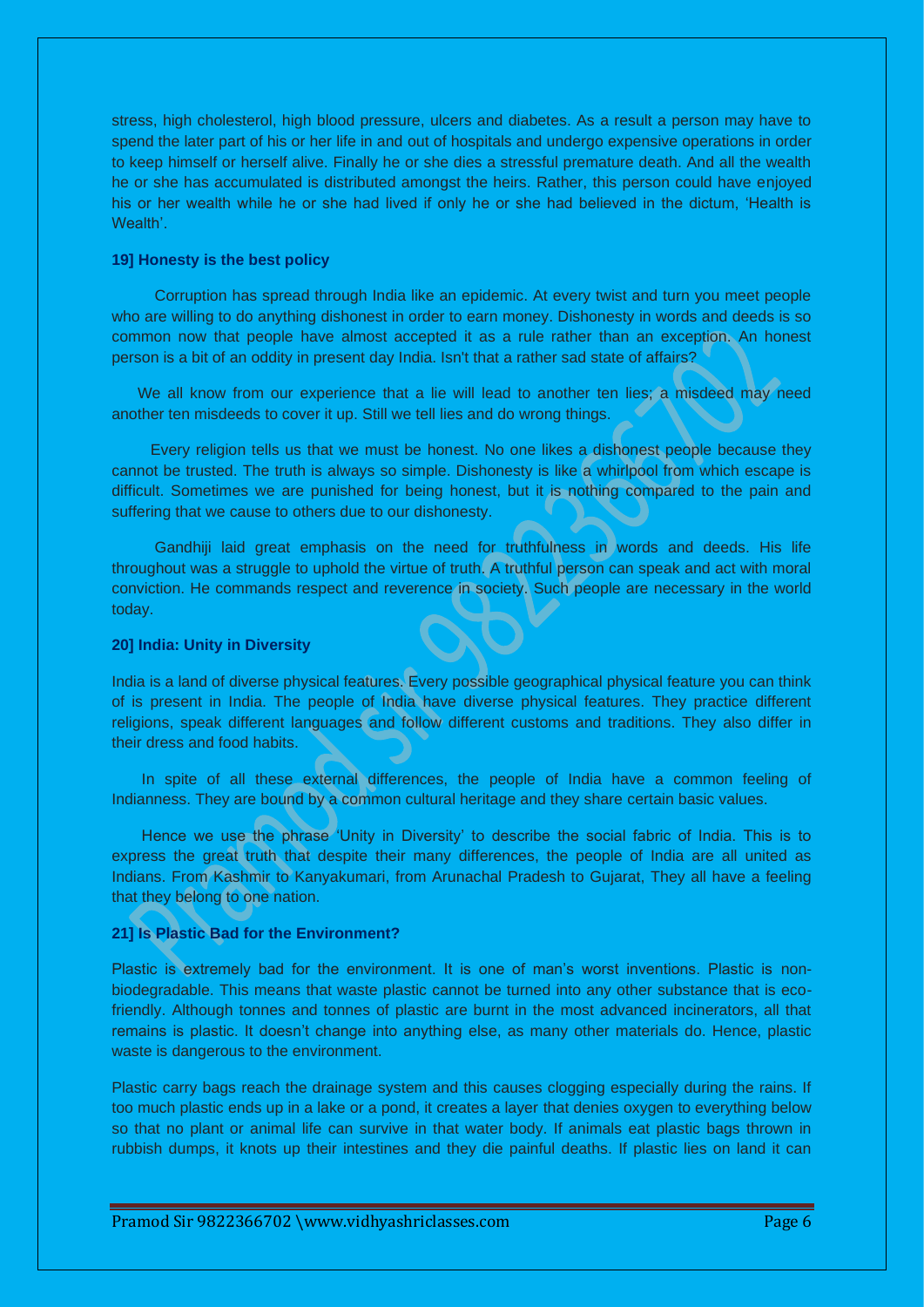stress, high cholesterol, high blood pressure, ulcers and diabetes. As a result a person may have to spend the later part of his or her life in and out of hospitals and undergo expensive operations in order to keep himself or herself alive. Finally he or she dies a stressful premature death. And all the wealth he or she has accumulated is distributed amongst the heirs. Rather, this person could have enjoyed his or her wealth while he or she had lived if only he or she had believed in the dictum, 'Health is Wealth'.

### 19] Honesty is the best policy

Corruption has spread through India like an epidemic. At every twist and turn you meet people who are willing to do anything dishonest in order to earn money. Dishonesty in words and deeds is so common now that people have almost accepted it as a rule rather than an exception. An honest person is a bit of an oddity in present day India. Isn't that a rather sad state of affairs?

We all know from our experience that a lie will lead to another ten lies; a misdeed may need another ten misdeeds to cover it up. Still we tell lies and do wrong things.

Every religion tells us that we must be honest. No one likes a dishonest people because they cannot be trusted. The truth is always so simple. Dishonesty is like a whirlpool from which escape is difficult. Sometimes we are punished for being honest, but it is nothing compared to the pain and suffering that we cause to others due to our dishonesty.

Gandhiji laid great emphasis on the need for truthfulness in words and deeds. His life throughout was a struggle to uphold the virtue of truth. A truthful person can speak and act with moral conviction. He commands respect and reverence in society. Such people are necessary in the world today.

### 20] India: Unity in Diversity

India is a land of diverse physical features. Every possible geographical physical feature you can think of is present in India. The people of India have diverse physical features. They practice different religions, speak different languages and follow different customs and traditions. They also differ in their dress and food habits.

In spite of all these external differences, the people of India have a common feeling of Indianness. They are bound by a common cultural heritage and they share certain basic values.

Hence we use the phrase 'Unity in Diversity' to describe the social fabric of India. This is to express the great truth that despite their many differences, the people of India are all united as Indians. From Kashmir to Kanyakumari, from Arunachal Pradesh to Gujarat, They all have a feeling that they belong to one nation.

### 21] Is Plastic Bad for the Environment?

Plastic is extremely bad for the environment. It is one of man's worst inventions. Plastic is non-biodegradable. This means that waste plastic cannot be turned into any other substance that is eco-friendly. Although tonnes and tonnes of plastic are burnt in the most advanced incinerators, all that remains is plastic. It doesn't change into anything else, as many other materials do. Hence, plastic waste is dangerous to the environment.

Plastic carry bags reach the drainage system and this causes clogging especially during the rains. If too much plastic ends up in a lake or a pond, it creates a layer that denies oxygen to everything below so that no plant or animal life can survive in that water body. If animals eat plastic bags thrown in rubbish dumps, it knots up their intestines and they die painful deaths. If plastic lies on land it can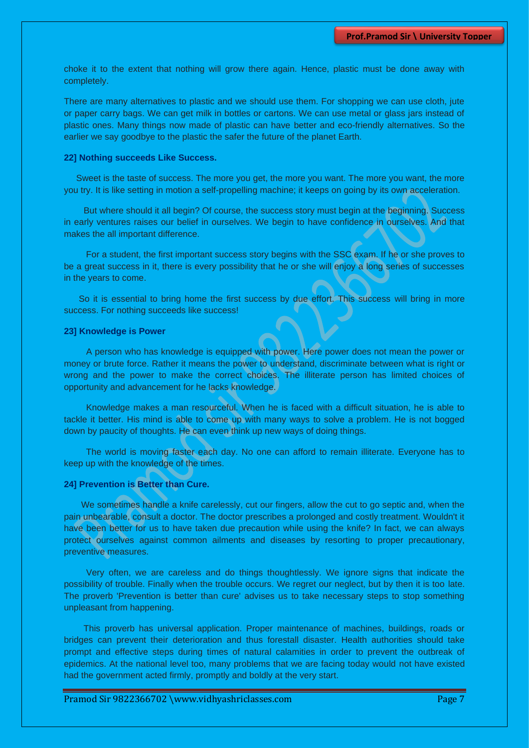choke it to the extent that nothing will grow there again. Hence, plastic must be done away with completely.

There are many alternatives to plastic and we should use them. For shopping we can use cloth, jute or paper carry bags. We can get milk in bottles or cartons. We can use metal or glass jars instead of plastic ones. Many things now made of plastic can have better and eco-friendly alternatives. So the earlier we say goodbye to the plastic the safer the future of the planet Earth.

**22] Nothing succeeds Like Success.**

Sweet is the taste of success. The more you get, the more you want. The more you want, the more you try. It is like setting in motion a self-propelling machine; it keeps on going by its own acceleration.

But where should it all begin? Of course, the success story must begin at the beginning. Success in early ventures raises our belief in ourselves. We begin to have confidence in ourselves. And that makes the all important difference.

For a student, the first important success story begins with the SSC exam. If he or she proves to be a great success in it, there is every possibility that he or she will enjoy a long series of successes in the years to come.

So it is essential to bring home the first success by due effort. This success will bring in more success. For nothing succeeds like success!

**23] Knowledge is Power**

A person who has knowledge is equipped with power. Here power does not mean the power or money or brute force. Rather it means the power to understand, discriminate between what is right or wrong and the power to make the correct choices. The illiterate person has limited choices of opportunity and advancement for he lacks knowledge.

Knowledge makes a man resourceful. When he is faced with a difficult situation, he is able to tackle it better. His mind is able to come up with many ways to solve a problem. He is not bogged down by paucity of thoughts. He can even think up new ways of doing things.

The world is moving faster each day. No one can afford to remain illiterate. Everyone has to keep up with the knowledge of the times.

**24] Prevention is Better than Cure.**

We sometimes handle a knife carelessly, cut our fingers, allow the cut to go septic and, when the pain unbearable, consult a doctor. The doctor prescribes a prolonged and costly treatment. Wouldn't it have been better for us to have taken due precaution while using the knife? In fact, we can always protect ourselves against common ailments and diseases by resorting to proper precautionary, preventive measures.

Very often, we are careless and do things thoughtlessly. We ignore signs that indicate the possibility of trouble. Finally when the trouble occurs. We regret our neglect, but by then it is too late. The proverb 'Prevention is better than cure' advises us to take necessary steps to stop something unpleasant from happening.

This proverb has universal application. Proper maintenance of machines, buildings, roads or bridges can prevent their deterioration and thus forestall disaster. Health authorities should take prompt and effective steps during times of natural calamities in order to prevent the outbreak of epidemics. At the national level too, many problems that we are facing today would not have existed had the government acted firmly, promptly and boldly at the very start.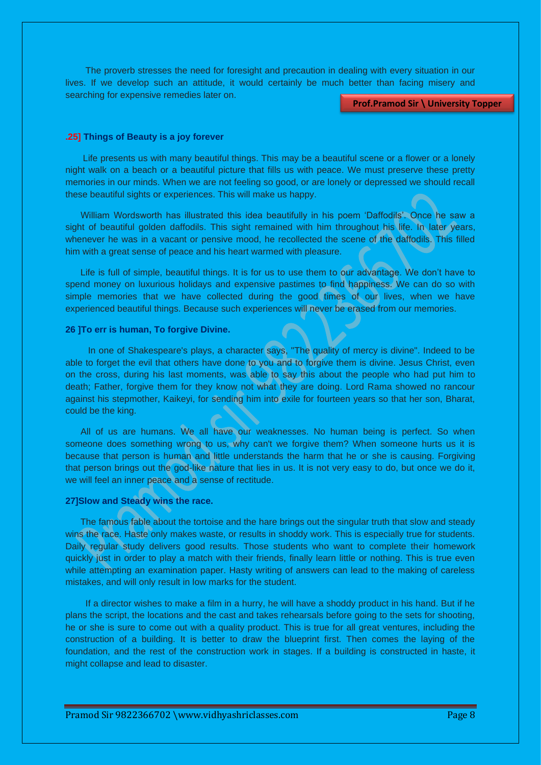The proverb stresses the need for foresight and precaution in dealing with every situation in our lives. If we develop such an attitude, it would certainly be much better than facing misery and searching for expensive remedies later on.

**Prof.Pramod Sir \ University Topper**

### .25] Things of Beauty is a joy forever

Life presents us with many beautiful things. This may be a beautiful scene or a flower or a lonely night walk on a beach or a beautiful picture that fills us with peace. We must preserve these pretty memories in our minds. When we are not feeling so good, or are lonely or depressed we should recall these beautiful sights or experiences. This will make us happy.

William Wordsworth has illustrated this idea beautifully in his poem 'Daffodils'. Once he saw a sight of beautiful golden daffodils. This sight remained with him throughout his life. In later years, whenever he was in a vacant or pensive mood, he recollected the scene of the daffodils. This filled him with a great sense of peace and his heart warmed with pleasure.

Life is full of simple, beautiful things. It is for us to use them to our advantage. We don't have to spend money on luxurious holidays and expensive pastimes to find happiness. We can do so with simple memories that we have collected during the good times of our lives, when we have experienced beautiful things. Because such experiences will never be erased from our memories.

### 26 ]To err is human, To forgive Divine.

In one of Shakespeare's plays, a character says, "The quality of mercy is divine". Indeed to be able to forget the evil that others have done to you and to forgive them is divine. Jesus Christ, even on the cross, during his last moments, was able to say this about the people who had put him to death; Father, forgive them for they know not what they are doing. Lord Rama showed no rancour against his stepmother, Kaikeyi, for sending him into exile for fourteen years so that her son, Bharat, could be the king.

All of us are humans. We all have our weaknesses. No human being is perfect. So when someone does something wrong to us, why can't we forgive them? When someone hurts us it is because that person is human and little understands the harm that he or she is causing. Forgiving that person brings out the god-like nature that lies in us. It is not very easy to do, but once we do it, we will feel an inner peace and a sense of rectitude.

### 27]Slow and Steady wins the race.

The famous fable about the tortoise and the hare brings out the singular truth that slow and steady wins the race. Haste only makes waste, or results in shoddy work. This is especially true for students. Daily regular study delivers good results. Those students who want to complete their homework quickly just in order to play a match with their friends, finally learn little or nothing. This is true even while attempting an examination paper. Hasty writing of answers can lead to the making of careless mistakes, and will only result in low marks for the student.

If a director wishes to make a film in a hurry, he will have a shoddy product in his hand. But if he plans the script, the locations and the cast and takes rehearsals before going to the sets for shooting, he or she is sure to come out with a quality product. This is true for all great ventures, including the construction of a building. It is better to draw the blueprint first. Then comes the laying of the foundation, and the rest of the construction work in stages. If a building is constructed in haste, it might collapse and lead to disaster.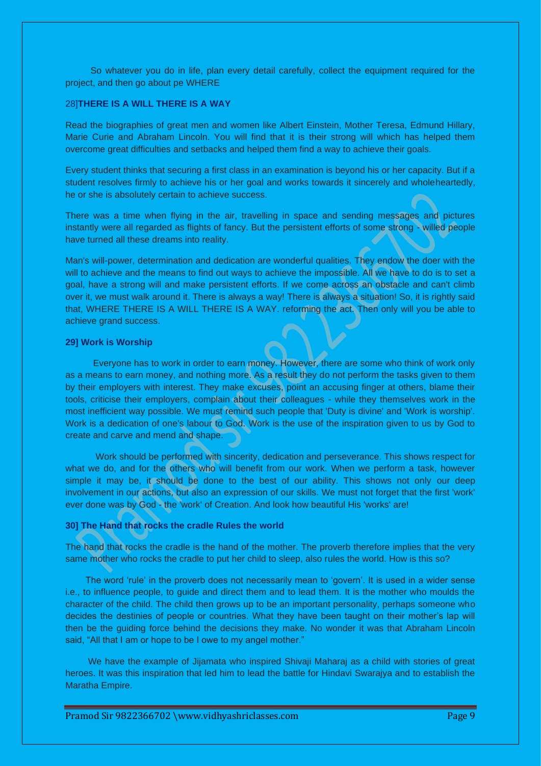So whatever you do in life, plan every detail carefully, collect the equipment required for the project, and then go about pe WHERE

### 28]THERE IS A WILL THERE IS A WAY

Read the biographies of great men and women like Albert Einstein, Mother Teresa, Edmund Hillary, Marie Curie and Abraham Lincoln. You will find that it is their strong will which has helped them overcome great difficulties and setbacks and helped them find a way to achieve their goals.

Every student thinks that securing a first class in an examination is beyond his or her capacity. But if a student resolves firmly to achieve his or her goal and works towards it sincerely and wholeheartedly, he or she is absolutely certain to achieve success.

There was a time when flying in the air, travelling in space and sending messages and pictures instantly were all regarded as flights of fancy. But the persistent efforts of some strong - willed people have turned all these dreams into reality.

Man's will-power, determination and dedication are wonderful qualities. They endow the doer with the will to achieve and the means to find out ways to achieve the impossible. All we have to do is to set a goal, have a strong will and make persistent efforts. If we come across an obstacle and can't climb over it, we must walk around it. There is always a way! There is always a situation! So, it is rightly said that, WHERE THERE IS A WILL THERE IS A WAY. reforming the act. Then only will you be able to achieve grand success.

### 29] Work is Worship

Everyone has to work in order to earn money. However, there are some who think of work only as a means to earn money, and nothing more. As a result they do not perform the tasks given to them by their employers with interest. They make excuses, point an accusing finger at others, blame their tools, criticise their employers, complain about their colleagues - while they themselves work in the most inefficient way possible. We must remind such people that 'Duty is divine' and 'Work is worship'. Work is a dedication of one's labour to God. Work is the use of the inspiration given to us by God to create and carve and mend and shape.

Work should be performed with sincerity, dedication and perseverance. This shows respect for what we do, and for the others who will benefit from our work. When we perform a task, however simple it may be, it should be done to the best of our ability. This shows not only our deep involvement in our actions, but also an expression of our skills. We must not forget that the first 'work' ever done was by God - the 'work' of Creation. And look how beautiful His 'works' are!

### 30] The Hand that rocks the cradle Rules the world

The hand that rocks the cradle is the hand of the mother. The proverb therefore implies that the very same mother who rocks the cradle to put her child to sleep, also rules the world. How is this so?

The word 'rule' in the proverb does not necessarily mean to 'govern'. It is used in a wider sense i.e., to influence people, to guide and direct them and to lead them. It is the mother who moulds the character of the child. The child then grows up to be an important personality, perhaps someone who decides the destinies of people or countries. What they have been taught on their mother's lap will then be the guiding force behind the decisions they make. No wonder it was that Abraham Lincoln said, "All that I am or hope to be I owe to my angel mother."

We have the example of Jijamata who inspired Shivaji Maharaj as a child with stories of great heroes. It was this inspiration that led him to lead the battle for Hindavi Swarajya and to establish the Maratha Empire.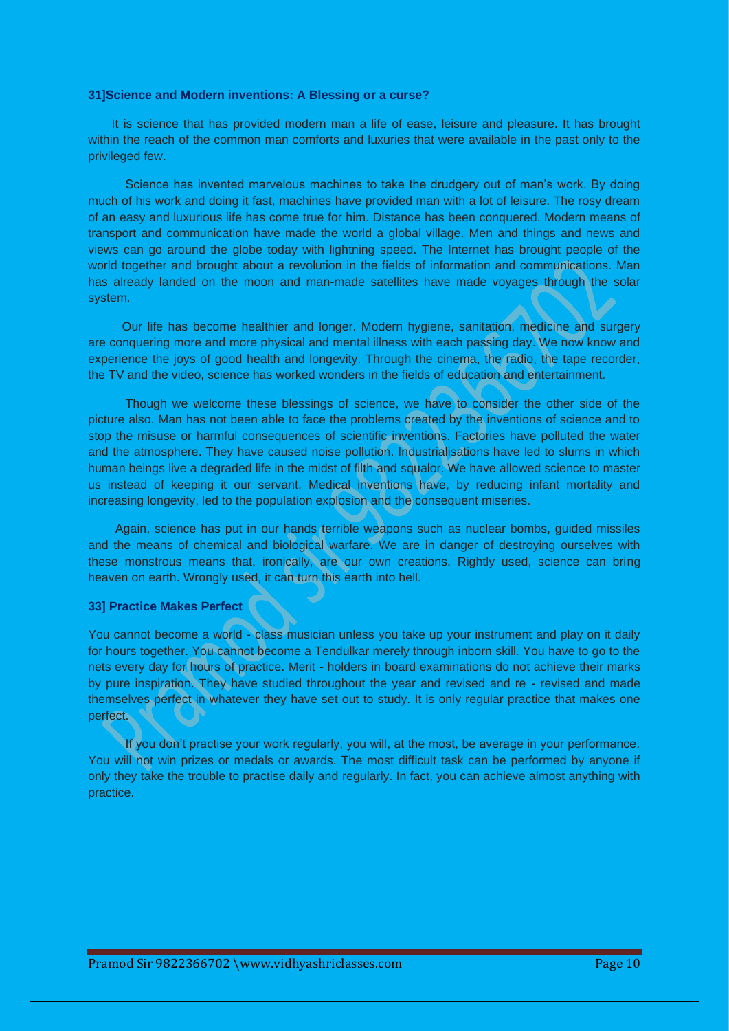### 31]Science and Modern inventions: A Blessing or a curse?

It is science that has provided modern man a life of ease, leisure and pleasure. It has brought within the reach of the common man comforts and luxuries that were available in the past only to the privileged few.

Science has invented marvelous machines to take the drudgery out of man's work. By doing much of his work and doing it fast, machines have provided man with a lot of leisure. The rosy dream of an easy and luxurious life has come true for him. Distance has been conquered. Modern means of transport and communication have made the world a global village. Men and things and news and views can go around the globe today with lightning speed. The Internet has brought people of the world together and brought about a revolution in the fields of information and communications. Man has already landed on the moon and man-made satellites have made voyages through the solar system.

Our life has become healthier and longer. Modern hygiene, sanitation, medicine and surgery are conquering more and more physical and mental illness with each passing day. We now know and experience the joys of good health and longevity. Through the cinema, the radio, the tape recorder, the TV and the video, science has worked wonders in the fields of education and entertainment.

Though we welcome these blessings of science, we have to consider the other side of the picture also. Man has not been able to face the problems created by the inventions of science and to stop the misuse or harmful consequences of scientific inventions. Factories have polluted the water and the atmosphere. They have caused noise pollution. Industrialisations have led to slums in which human beings live a degraded life in the midst of filth and squalor. We have allowed science to master us instead of keeping it our servant. Medical inventions have, by reducing infant mortality and increasing longevity, led to the population explosion and the consequent miseries.

Again, science has put in our hands terrible weapons such as nuclear bombs, guided missiles and the means of chemical and biological warfare. We are in danger of destroying ourselves with these monstrous means that, ironically, are our own creations. Rightly used, science can bring heaven on earth. Wrongly used, it can turn this earth into hell.

### 33] Practice Makes Perfect

You cannot become a world - class musician unless you take up your instrument and play on it daily for hours together. You cannot become a Tendulkar merely through inborn skill. You have to go to the nets every day for hours of practice. Merit - holders in board examinations do not achieve their marks by pure inspiration. They have studied throughout the year and revised and re - revised and made themselves perfect in whatever they have set out to study. It is only regular practice that makes one perfect.

If you don't practise your work regularly, you will, at the most, be average in your performance. You will not win prizes or medals or awards. The most difficult task can be performed by anyone if only they take the trouble to practise daily and regularly. In fact, you can achieve almost anything with practice.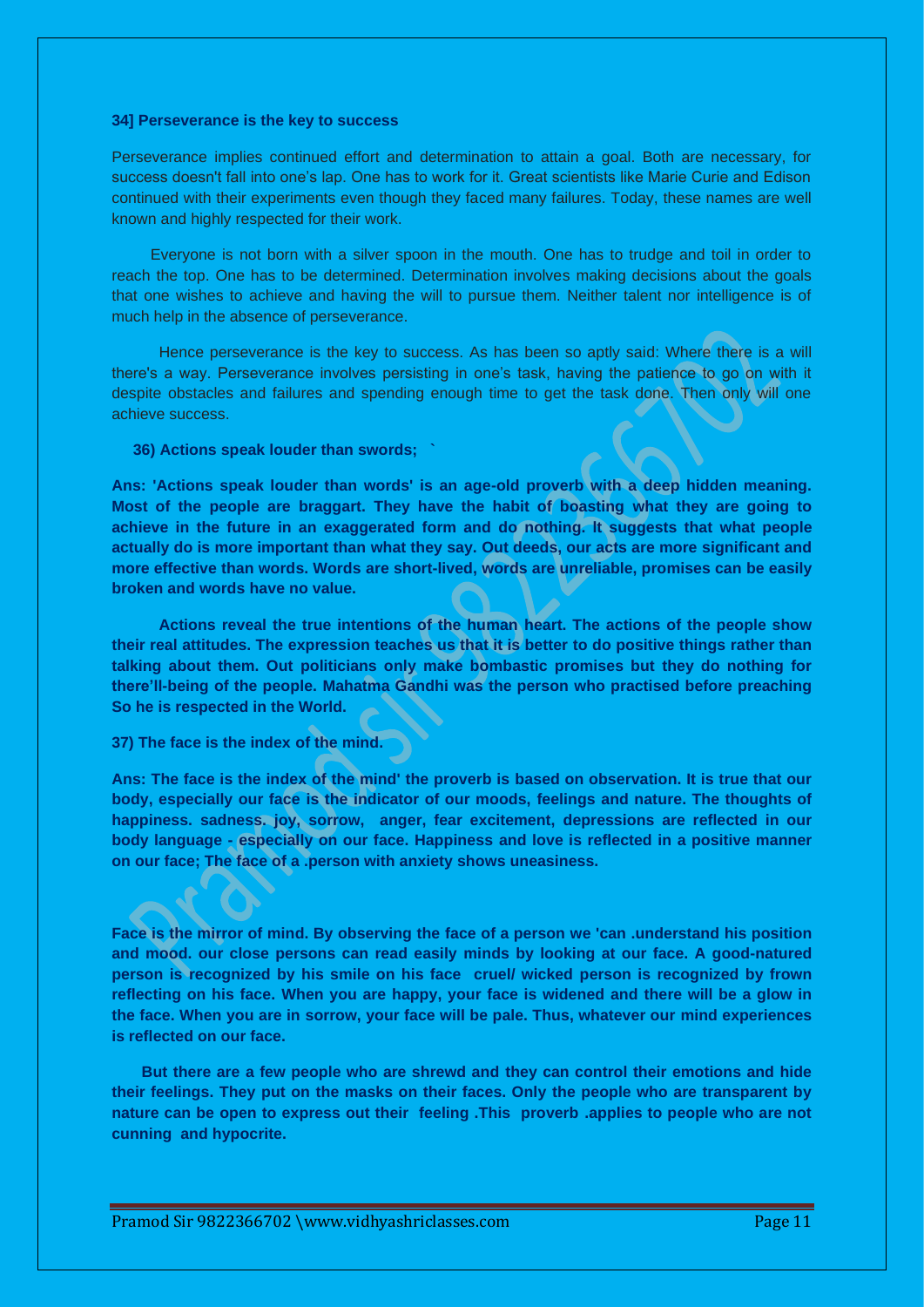**34] Perseverance is the key to success**

Perseverance implies continued effort and determination to attain a goal. Both are necessary, for success doesn't fall into one's lap. One has to work for it. Great scientists like Marie Curie and Edison continued with their experiments even though they faced many failures. Today, these names are well known and highly respected for their work.

Everyone is not born with a silver spoon in the mouth. One has to trudge and toil in order to reach the top. One has to be determined. Determination involves making decisions about the goals that one wishes to achieve and having the will to pursue them. Neither talent nor intelligence is of much help in the absence of perseverance.

Hence perseverance is the key to success. As has been so aptly said: Where there is a will there's a way. Perseverance involves persisting in one's task, having the patience to go on with it despite obstacles and failures and spending enough time to get the task done. Then only will one achieve success.

**36) Actions speak louder than swords; `**

**Ans: 'Actions speak louder than words' is an age-old proverb with a deep hidden meaning. Most of the people are braggart. They have the habit of boasting what they are going to achieve in the future in an exaggerated form and do nothing. It suggests that what people actually do is more important than what they say. Out deeds, our acts are more significant and more effective than words. Words are short-lived, words are unreliable, promises can be easily broken and words have no value.**

**Actions reveal the true intentions of the human heart. The actions of the people show their real attitudes. The expression teaches us that it is better to do positive things rather than talking about them. Out politicians only make bombastic promises but they do nothing for there'll-being of the people. Mahatma Gandhi was the person who practised before preaching So he is respected in the World.**

**37) The face is the index of the mind.**

**Ans: The face is the index of the mind' the proverb is based on observation. It is true that our body, especially our face is the indicator of our moods, feelings and nature. The thoughts of happiness. sadness. joy, sorrow, anger, fear excitement, depressions are reflected in our body language - especially on our face. Happiness and love is reflected in a positive manner on our face; The face of a .person with anxiety shows uneasiness.**

**Face is the mirror of mind. By observing the face of a person we 'can .understand his position and mood. our close persons can read easily minds by looking at our face. A good-natured person is recognized by his smile on his face cruel/ wicked person is recognized by frown reflecting on his face. When you are happy, your face is widened and there will be a glow in the face. When you are in sorrow, your face will be pale. Thus, whatever our mind experiences is reflected on our face.**

**But there are a few people who are shrewd and they can control their emotions and hide their feelings. They put on the masks on their faces. Only the people who are transparent by nature can be open to express out their feeling .This proverb .applies to people who are not cunning and hypocrite.**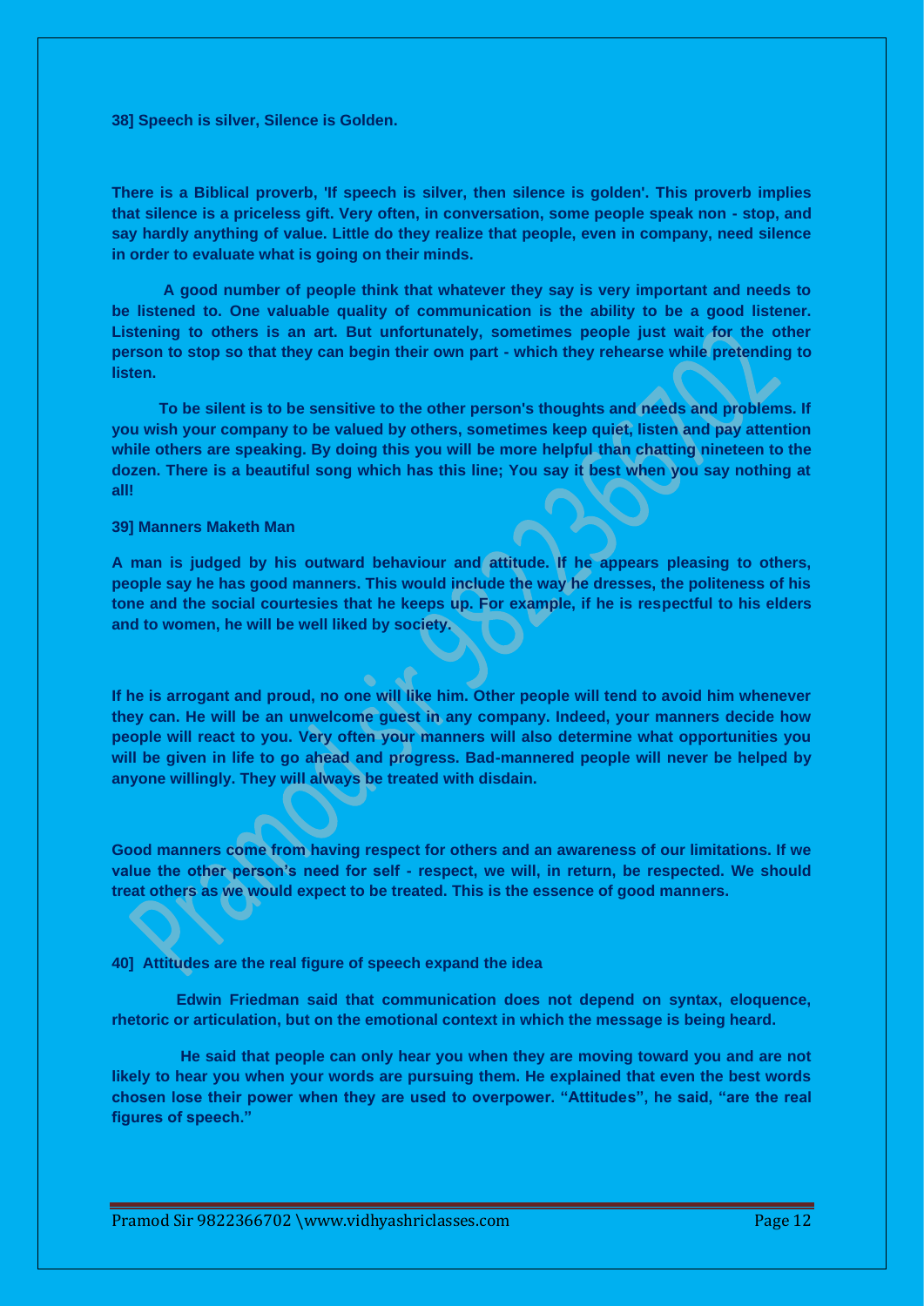**38] Speech is silver, Silence is Golden.**

**There is a Biblical proverb, 'If speech is silver, then silence is golden'. This proverb implies that silence is a priceless gift. Very often, in conversation, some people speak non - stop, and say hardly anything of value. Little do they realize that people, even in company, need silence in order to evaluate what is going on their minds.**

**A good number of people think that whatever they say is very important and needs to be listened to. One valuable quality of communication is the ability to be a good listener. Listening to others is an art. But unfortunately, sometimes people just wait for the other person to stop so that they can begin their own part - which they rehearse while pretending to listen.**

**To be silent is to be sensitive to the other person's thoughts and needs and problems. If you wish your company to be valued by others, sometimes keep quiet, listen and pay attention while others are speaking. By doing this you will be more helpful than chatting nineteen to the dozen. There is a beautiful song which has this line; You say it best when you say nothing at all!**

**39] Manners Maketh Man**

**A man is judged by his outward behaviour and attitude. If he appears pleasing to others, people say he has good manners. This would include the way he dresses, the politeness of his tone and the social courtesies that he keeps up. For example, if he is respectful to his elders and to women, he will be well liked by society.**

**If he is arrogant and proud, no one will like him. Other people will tend to avoid him whenever they can. He will be an unwelcome guest in any company. Indeed, your manners decide how people will react to you. Very often your manners will also determine what opportunities you will be given in life to go ahead and progress. Bad-mannered people will never be helped by anyone willingly. They will always be treated with disdain.**

**Good manners come from having respect for others and an awareness of our limitations. If we value the other person's need for self - respect, we will, in return, be respected. We should treat others as we would expect to be treated. This is the essence of good manners.**

**40] Attitudes are the real figure of speech expand the idea**

**Edwin Friedman said that communication does not depend on syntax, eloquence, rhetoric or articulation, but on the emotional context in which the message is being heard.**

**He said that people can only hear you when they are moving toward you and are not likely to hear you when your words are pursuing them. He explained that even the best words chosen lose their power when they are used to overpower. "Attitudes", he said, "are the real figures of speech."**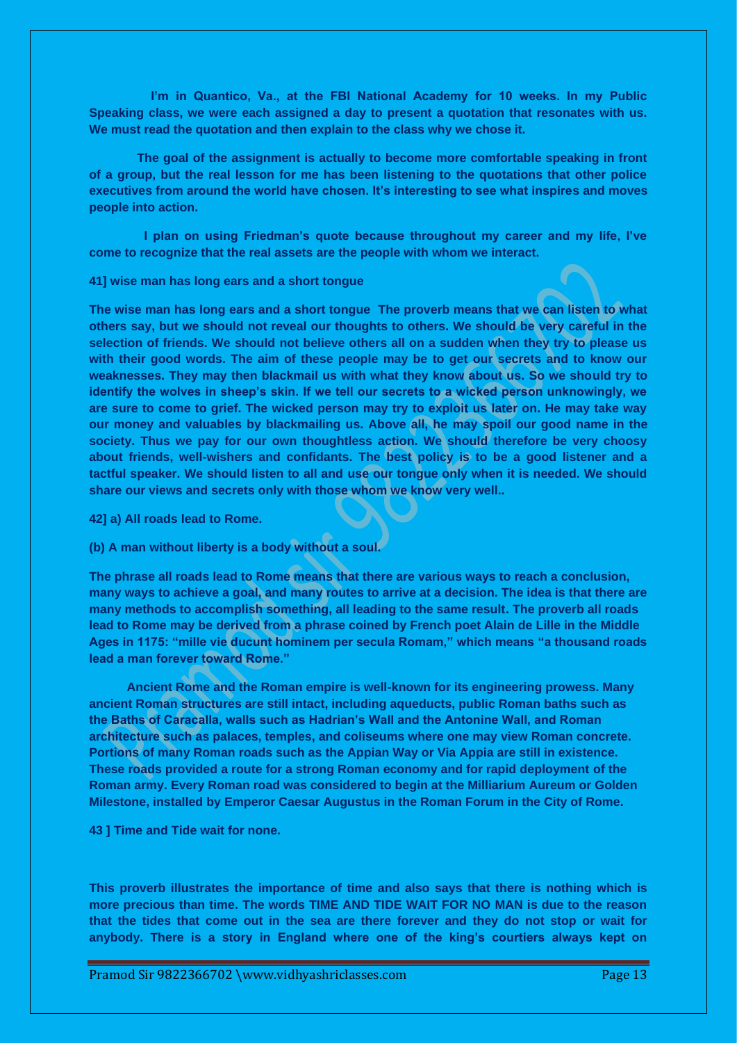**I'm in Quantico, Va., at the FBI National Academy for 10 weeks. In my Public Speaking class, we were each assigned a day to present a quotation that resonates with us. We must read the quotation and then explain to the class why we chose it.**

**The goal of the assignment is actually to become more comfortable speaking in front of a group, but the real lesson for me has been listening to the quotations that other police executives from around the world have chosen. It's interesting to see what inspires and moves people into action.**

**I plan on using Friedman's quote because throughout my career and my life, I've come to recognize that the real assets are the people with whom we interact.**

**41] wise man has long ears and a short tongue**

**The wise man has long ears and a short tongue The proverb means that we can listen to what others say, but we should not reveal our thoughts to others. We should be very careful in the selection of friends. We should not believe others all on a sudden when they try to please us with their good words. The aim of these people may be to get our secrets and to know our weaknesses. They may then blackmail us with what they know about us. So we should try to identify the wolves in sheep's skin. If we tell our secrets to a wicked person unknowingly, we are sure to come to grief. The wicked person may try to exploit us later on. He may take way our money and valuables by blackmailing us. Above all, he may spoil our good name in the society. Thus we pay for our own thoughtless action. We should therefore be very choosy about friends, well-wishers and confidants. The best policy is to be a good listener and a tactful speaker. We should listen to all and use our tongue only when it is needed. We should share our views and secrets only with those whom we know very well..**

**42] a) All roads lead to Rome.**

**(b) A man without liberty is a body without a soul.**

**The phrase all roads lead to Rome means that there are various ways to reach a conclusion, many ways to achieve a goal, and many routes to arrive at a decision. The idea is that there are many methods to accomplish something, all leading to the same result. The proverb all roads lead to Rome may be derived from a phrase coined by French poet Alain de Lille in the Middle Ages in 1175: "mille vie ducunt hominem per secula Romam," which means "a thousand roads lead a man forever toward Rome."**

**Ancient Rome and the Roman empire is well-known for its engineering prowess. Many ancient Roman structures are still intact, including aqueducts, public Roman baths such as the Baths of Caracalla, walls such as Hadrian's Wall and the Antonine Wall, and Roman architecture such as palaces, temples, and coliseums where one may view Roman concrete. Portions of many Roman roads such as the Appian Way or Via Appia are still in existence. These roads provided a route for a strong Roman economy and for rapid deployment of the Roman army. Every Roman road was considered to begin at the Milliarium Aureum or Golden Milestone, installed by Emperor Caesar Augustus in the Roman Forum in the City of Rome.**

**43 ] Time and Tide wait for none.**

**This proverb illustrates the importance of time and also says that there is nothing which is more precious than time. The words TIME AND TIDE WAIT FOR NO MAN is due to the reason that the tides that come out in the sea are there forever and they do not stop or wait for anybody. There is a story in England where one of the king's courtiers always kept on**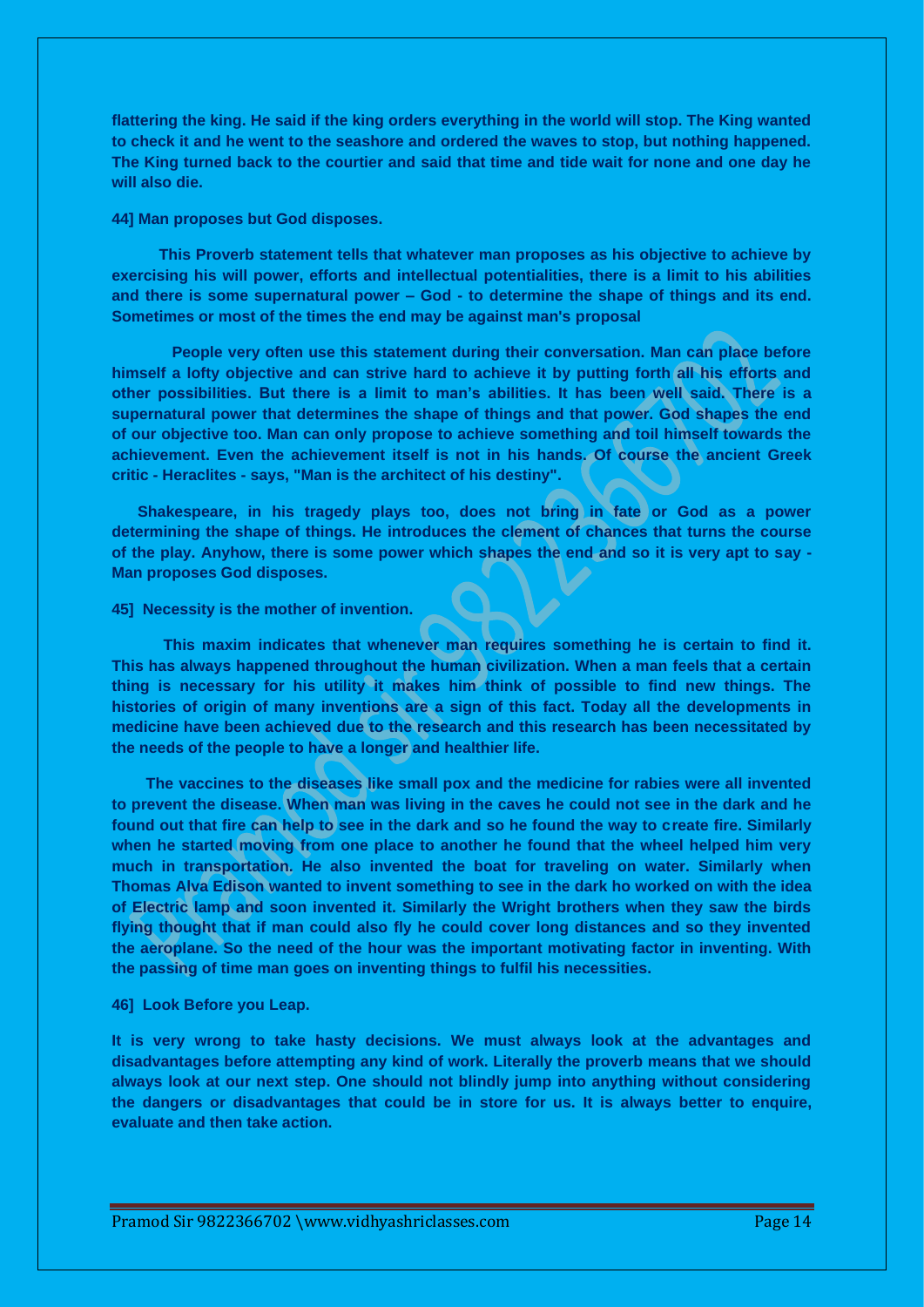**flattering the king. He said if the king orders everything in the world will stop. The King wanted to check it and he went to the seashore and ordered the waves to stop, but nothing happened. The King turned back to the courtier and said that time and tide wait for none and one day he will also die.**

**44] Man proposes but God disposes.**

**This Proverb statement tells that whatever man proposes as his objective to achieve by exercising his will power, efforts and intellectual potentialities, there is a limit to his abilities and there is some supernatural power – God - to determine the shape of things and its end. Sometimes or most of the times the end may be against man's proposal**

**People very often use this statement during their conversation. Man can place before himself a lofty objective and can strive hard to achieve it by putting forth all his efforts and other possibilities. But there is a limit to man's abilities. It has been well said. There is a supernatural power that determines the shape of things and that power. God shapes the end of our objective too. Man can only propose to achieve something and toil himself towards the achievement. Even the achievement itself is not in his hands. Of course the ancient Greek critic - Heraclites - says, "Man is the architect of his destiny".**

**Shakespeare, in his tragedy plays too, does not bring in fate or God as a power determining the shape of things. He introduces the clement of chances that turns the course of the play. Anyhow, there is some power which shapes the end and so it is very apt to say - Man proposes God disposes.**

**45] Necessity is the mother of invention.**

**This maxim indicates that whenever man requires something he is certain to find it. This has always happened throughout the human civilization. When a man feels that a certain thing is necessary for his utility it makes him think of possible to find new things. The histories of origin of many inventions are a sign of this fact. Today all the developments in medicine have been achieved due to the research and this research has been necessitated by the needs of the people to have a longer and healthier life.**

**The vaccines to the diseases like small pox and the medicine for rabies were all invented to prevent the disease. When man was living in the caves he could not see in the dark and he found out that fire can help to see in the dark and so he found the way to create fire. Similarly when he started moving from one place to another he found that the wheel helped him very much in transportation. He also invented the boat for traveling on water. Similarly when Thomas Alva Edison wanted to invent something to see in the dark ho worked on with the idea of Electric lamp and soon invented it. Similarly the Wright brothers when they saw the birds flying thought that if man could also fly he could cover long distances and so they invented the aeroplane. So the need of the hour was the important motivating factor in inventing. With the passing of time man goes on inventing things to fulfil his necessities.**

**46] Look Before you Leap.**

**It is very wrong to take hasty decisions. We must always look at the advantages and disadvantages before attempting any kind of work. Literally the proverb means that we should always look at our next step. One should not blindly jump into anything without considering the dangers or disadvantages that could be in store for us. It is always better to enquire, evaluate and then take action.**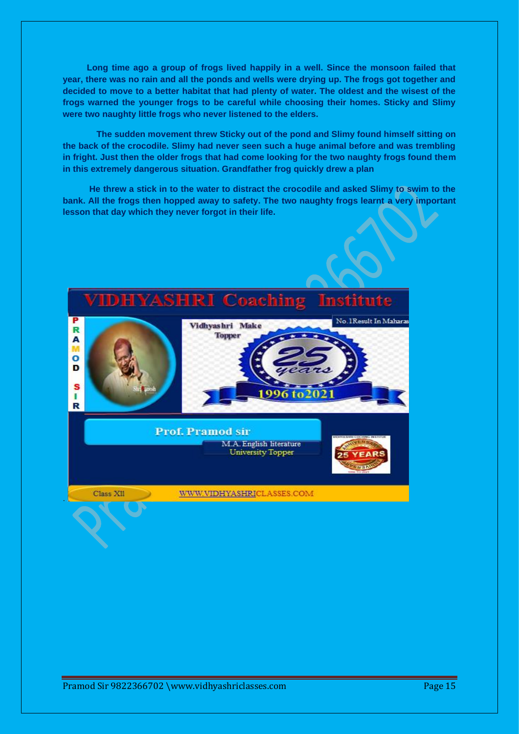Long time ago a group of frogs lived happily in a well. Since the monsoon failed that year, there was no rain and all the ponds and wells were drying up. The frogs got together and decided to move to a better habitat that had plenty of water. The oldest and the wisest of the frogs warned the younger frogs to be careful while choosing their homes. Sticky and Slimy were two naughty little frogs who never listened to the elders.

The sudden movement threw Sticky out of the pond and Slimy found himself sitting on the back of the crocodile. Slimy had never seen such a huge animal before and was trembling in fright. Just then the older frogs that had come looking for the two naughty frogs found them in this extremely dangerous situation. Grandfather frog quickly drew a plan

He threw a stick in to the water to distract the crocodile and asked Slimy to swim to the bank. All the frogs then hopped away to safety. The two naughty frogs learnt a very important lesson that day which they never forgot in their life.

VIDHYASHRI Coaching Institute

PRAMOD SIR

Vidhyashri Make Topper

No.1Result In Maharas

25 years

1996 to2021

Prof. Pramod sir

M.A. English literature

University Topper

25 YEARS

Class XII

WWW.VIDHYASHRICLASSES.COM